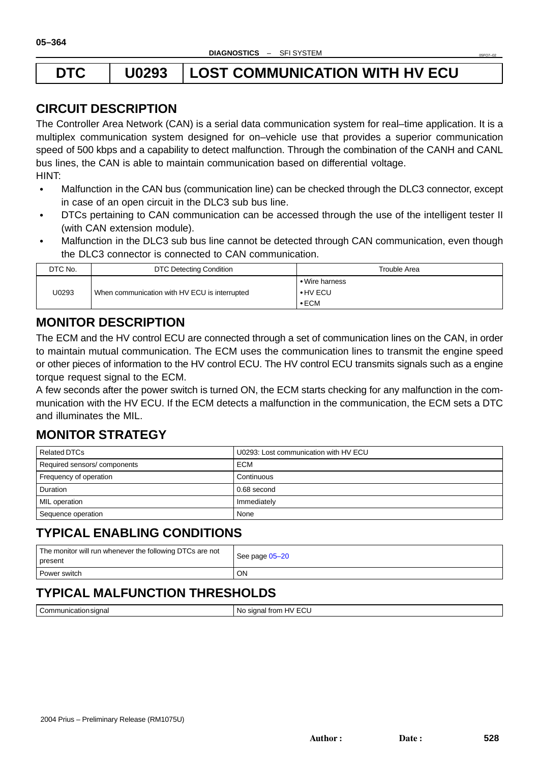# DTC U0293 LOST COMMUNICATION WITH HV ECU

## CIRCUIT DESCRIPTION

The Controller Area Network (CAN) is a serial data communication system for real–time application. It is a multiplex communication system designed for on–vehicle use that provides a superior communication speed of 500 kbps and a capability to detect malfunction. Through the combination of the CANH and CANL bus lines, the CAN is able to maintain communication based on differential voltage.

HINT:

- Malfunction in the CAN bus (communication line) can be checked through the DLC3 connector, except in case of an open circuit in the DLC3 sub bus line.
- DTCs pertaining to CAN communication can be accessed through the use of the intelligent tester II (with CAN extension module).
- Malfunction in the DLC3 sub bus line cannot be detected through CAN communication, even though the DLC3 connector is connected to CAN communication.

| DTC No. | DTC Detecting Condition | Trouble Area |
|---|---|---|
| U0293 | When communication with HV ECU is interrupted | • Wire harness<br>• HV ECU<br>• ECM |

## MONITOR DESCRIPTION

The ECM and the HV control ECU are connected through a set of communication lines on the CAN, in order to maintain mutual communication. The ECM uses the communication lines to transmit the engine speed or other pieces of information to the HV control ECU. The HV control ECU transmits signals such as a engine torque request signal to the ECM.

A few seconds after the power switch is turned ON, the ECM starts checking for any malfunction in the communication with the HV ECU. If the ECM detects a malfunction in the communication, the ECM sets a DTC and illuminates the MIL.

## MONITOR STRATEGY

| | |
|---|---|
| Related DTCs | U0293: Lost communication with HV ECU |
| Required sensors/ components | ECM |
| Frequency of operation | Continuous |
| Duration | 0.68 second |
| MIL operation | Immediately |
| Sequence operation | None |

## TYPICAL ENABLING CONDITIONS

| | |
|---|---|
| The monitor will run whenever the following DTCs are not present | See page 05–20 |
| Power switch | ON |

## TYPICAL MALFUNCTION THRESHOLDS

| | |
|---|---|
| Communication signal | No signal from HV ECU |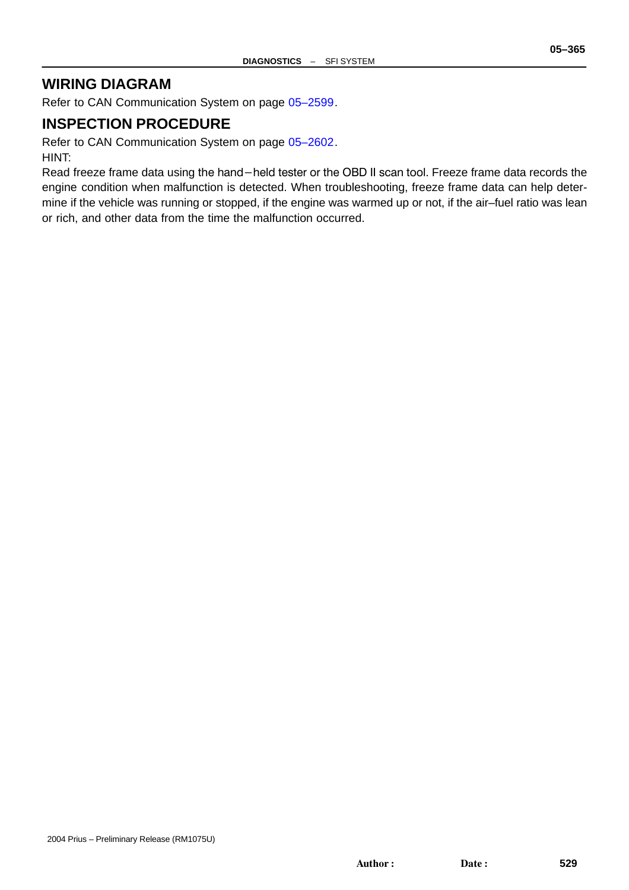## WIRING DIAGRAM

Refer to CAN Communication System on page 05–2599.

## INSPECTION PROCEDURE

Refer to CAN Communication System on page 05–2602.

HINT:

Read freeze frame data using the hand–held tester or the OBD II scan tool. Freeze frame data records the engine condition when malfunction is detected. When troubleshooting, freeze frame data can help determine if the vehicle was running or stopped, if the engine was warmed up or not, if the air–fuel ratio was lean or rich, and other data from the time the malfunction occurred.